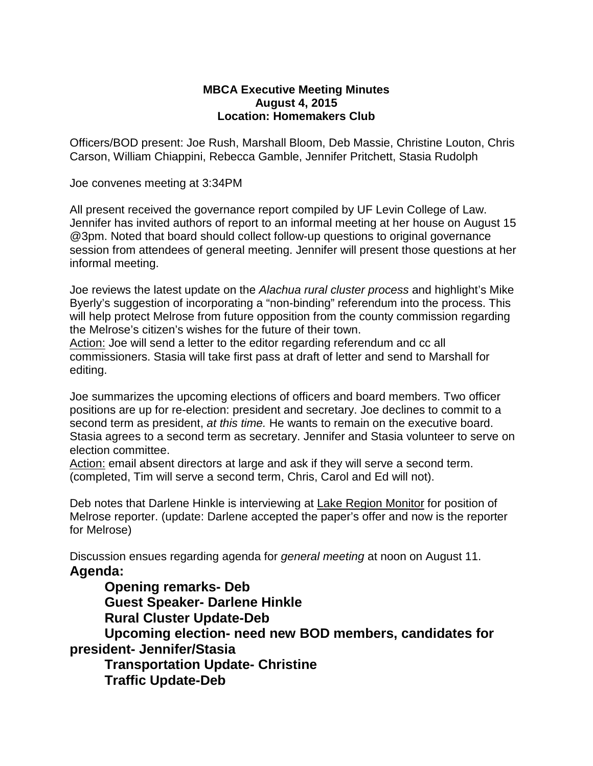**MBCA Executive Meeting Minutes**
**August 4, 2015**
**Location: Homemakers Club**

Officers/BOD present: Joe Rush, Marshall Bloom, Deb Massie, Christine Louton, Chris Carson, William Chiappini, Rebecca Gamble, Jennifer Pritchett, Stasia Rudolph

Joe convenes meeting at 3:34PM

All present received the governance report compiled by UF Levin College of Law. Jennifer has invited authors of report to an informal meeting at her house on August 15 @3pm. Noted that board should collect follow-up questions to original governance session from attendees of general meeting. Jennifer will present those questions at her informal meeting.

Joe reviews the latest update on the *Alachua rural cluster process* and highlight's Mike Byerly's suggestion of incorporating a "non-binding" referendum into the process. This will help protect Melrose from future opposition from the county commission regarding the Melrose's citizen's wishes for the future of their town.
<u>Action:</u> Joe will send a letter to the editor regarding referendum and cc all commissioners. Stasia will take first pass at draft of letter and send to Marshall for editing.

Joe summarizes the upcoming elections of officers and board members. Two officer positions are up for re-election: president and secretary. Joe declines to commit to a second term as president, *at this time.* He wants to remain on the executive board. Stasia agrees to a second term as secretary. Jennifer and Stasia volunteer to serve on election committee.
<u>Action:</u> email absent directors at large and ask if they will serve a second term. (completed, Tim will serve a second term, Chris, Carol and Ed will not).

Deb notes that Darlene Hinkle is interviewing at <u>Lake Region Monitor</u> for position of Melrose reporter. (update: Darlene accepted the paper's offer and now is the reporter for Melrose)

Discussion ensues regarding agenda for *general meeting* at noon on August 11.

**Agenda:**

- **Opening remarks- Deb**
- **Guest Speaker- Darlene Hinkle**
- **Rural Cluster Update-Deb**
- **Upcoming election- need new BOD members, candidates for president- Jennifer/Stasia**
- **Transportation Update- Christine**
- **Traffic Update-Deb**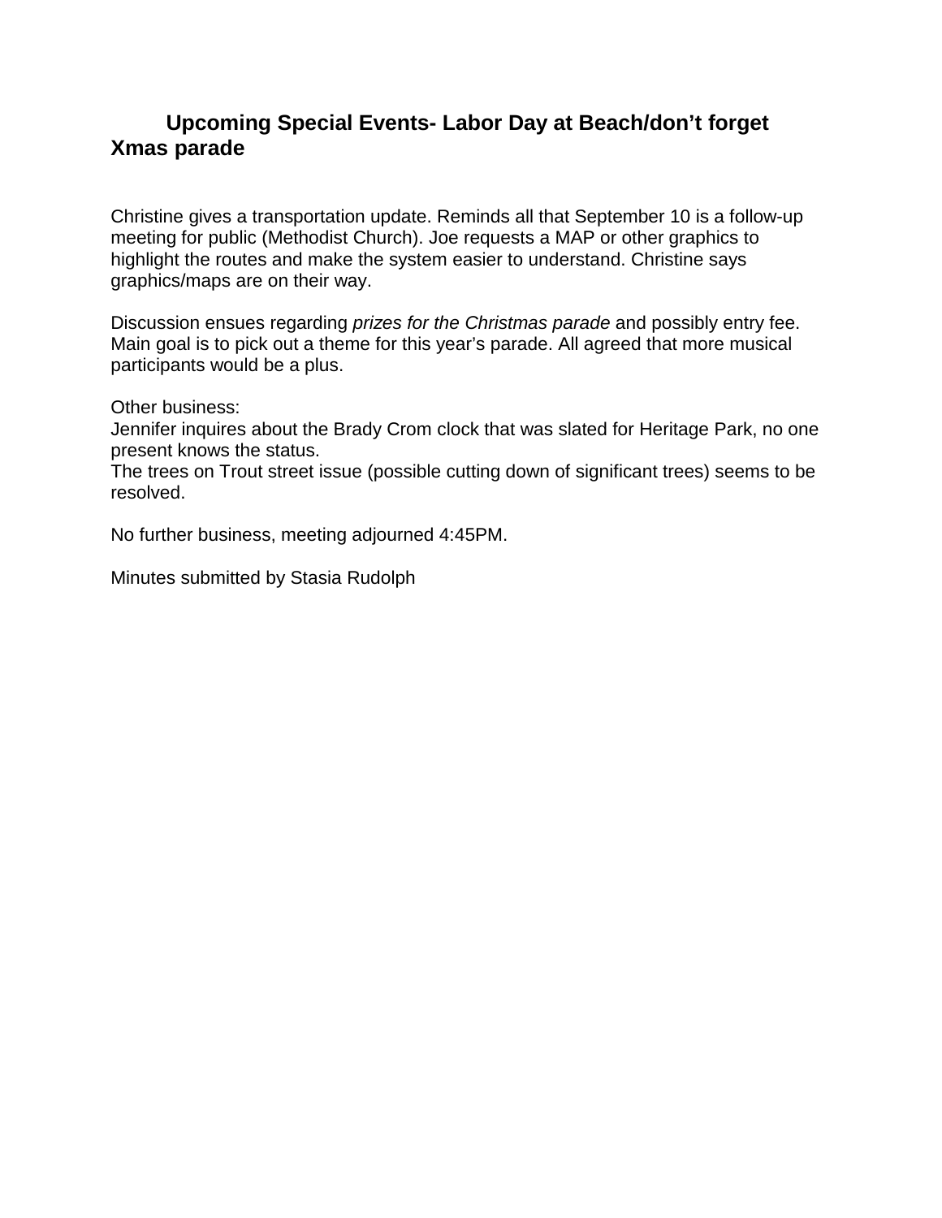**Upcoming Special Events- Labor Day at Beach/don't forget Xmas parade**

Christine gives a transportation update. Reminds all that September 10 is a follow-up meeting for public (Methodist Church). Joe requests a MAP or other graphics to highlight the routes and make the system easier to understand. Christine says graphics/maps are on their way.

Discussion ensues regarding *prizes for the Christmas parade* and possibly entry fee. Main goal is to pick out a theme for this year's parade. All agreed that more musical participants would be a plus.

Other business:
Jennifer inquires about the Brady Crom clock that was slated for Heritage Park, no one present knows the status.
The trees on Trout street issue (possible cutting down of significant trees) seems to be resolved.

No further business, meeting adjourned 4:45PM.

Minutes submitted by Stasia Rudolph